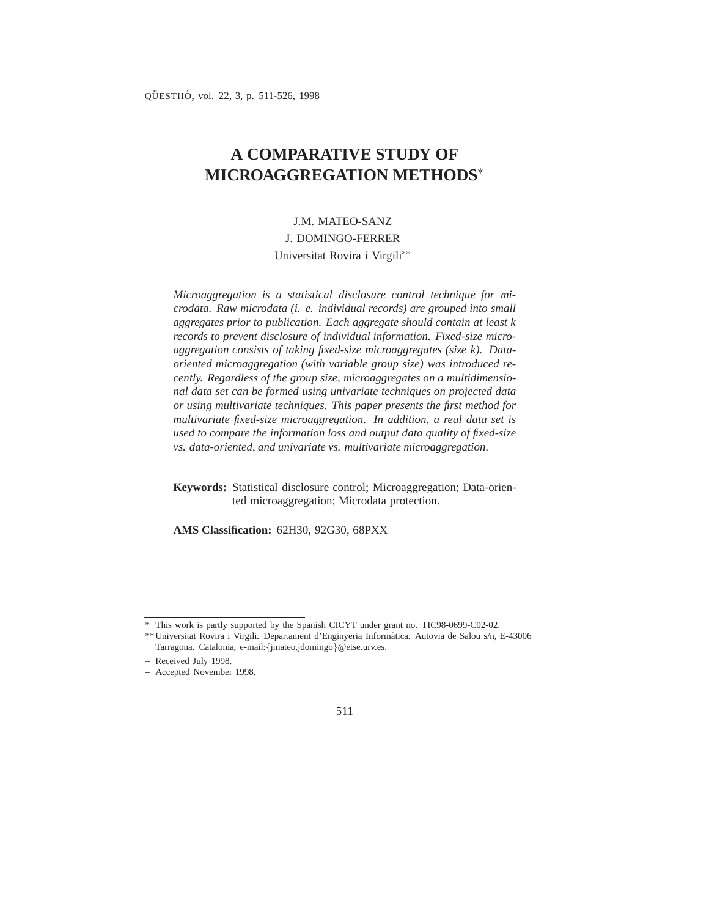# A COMPARATIVE STUDY OF MICROAGGREGATION METHODS*

J.M. MATEO-SANZ
J. DOMINGO-FERRER
Universitat Rovira i Virgili**

*Microaggregation is a statistical disclosure control technique for microdata. Raw microdata (i. e. individual records) are grouped into small aggregates prior to publication. Each aggregate should contain at least k records to prevent disclosure of individual information. Fixed-size microaggregation consists of taking fixed-size microaggregates (size k). Data-oriented microaggregation (with variable group size) was introduced recently. Regardless of the group size, microaggregates on a multidimensional data set can be formed using univariate techniques on projected data or using multivariate techniques. This paper presents the first method for multivariate fixed-size microaggregation. In addition, a real data set is used to compare the information loss and output data quality of fixed-size vs. data-oriented, and univariate vs. multivariate microaggregation.*

**Keywords:** Statistical disclosure control; Microaggregation; Data-oriented microaggregation; Microdata protection.

**AMS Classification:** 62H30, 92G30, 68PXX

---

\* This work is partly supported by the Spanish CICYT under grant no. TIC98-0699-C02-02.

** Universitat Rovira i Virgili. Departament d'Enginyeria Informàtica. Autovia de Salou s/n, E-43006 Tarragona. Catalonia, e-mail:{jmateo,jdomingo}@etse.urv.es.

– Received July 1998.
– Accepted November 1998.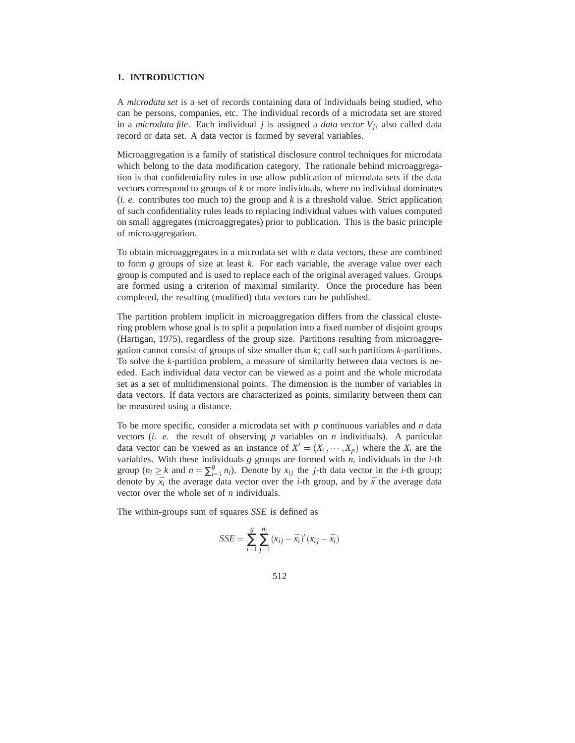## 1. INTRODUCTION

A *microdata set* is a set of records containing data of individuals being studied, who can be persons, companies, etc. The individual records of a microdata set are stored in a *microdata file*. Each individual $j$ is assigned a *data vector* $V_j$, also called data record or data set. A data vector is formed by several variables.

Microaggregation is a family of statistical disclosure control techniques for microdata which belong to the data modification category. The rationale behind microaggregation is that confidentiality rules in use allow publication of microdata sets if the data vectors correspond to groups of $k$ or more individuals, where no individual dominates (*i. e.* contributes too much to) the group and $k$ is a threshold value. Strict application of such confidentiality rules leads to replacing individual values with values computed on small aggregates (microaggregates) prior to publication. This is the basic principle of microaggregation.

To obtain microaggregates in a microdata set with $n$ data vectors, these are combined to form $g$ groups of size at least $k$. For each variable, the average value over each group is computed and is used to replace each of the original averaged values. Groups are formed using a criterion of maximal similarity. Once the procedure has been completed, the resulting (modified) data vectors can be published.

The partition problem implicit in microaggregation differs from the classical clustering problem whose goal is to split a population into a fixed number of disjoint groups (Hartigan, 1975), regardless of the group size. Partitions resulting from microaggregation cannot consist of groups of size smaller than $k$; call such partitions $k$-partitions. To solve the $k$-partition problem, a measure of similarity between data vectors is needed. Each individual data vector can be viewed as a point and the whole microdata set as a set of multidimensional points. The dimension is the number of variables in data vectors. If data vectors are characterized as points, similarity between them can be measured using a distance.

To be more specific, consider a microdata set with $p$ continuous variables and $n$ data vectors (*i. e.* the result of observing $p$ variables on $n$ individuals). A particular data vector can be viewed as an instance of $X' = (X_1, \cdots, X_p)$ where the $X_i$ are the variables. With these individuals $g$ groups are formed with $n_i$ individuals in the $i$-th group ($n_i \geq k$ and $n = \sum_{i=1}^{g} n_i$). Denote by $x_{ij}$ the $j$-th data vector in the $i$-th group; denote by $\bar{x_i}$ the average data vector over the $i$-th group, and by $\bar{x}$ the average data vector over the whole set of $n$ individuals.

The within-groups sum of squares $SSE$ is defined as

$$SSE = \sum_{i=1}^{g} \sum_{j=1}^{n_i} (x_{ij} - \bar{x_i})' (x_{ij} - \bar{x_i})$$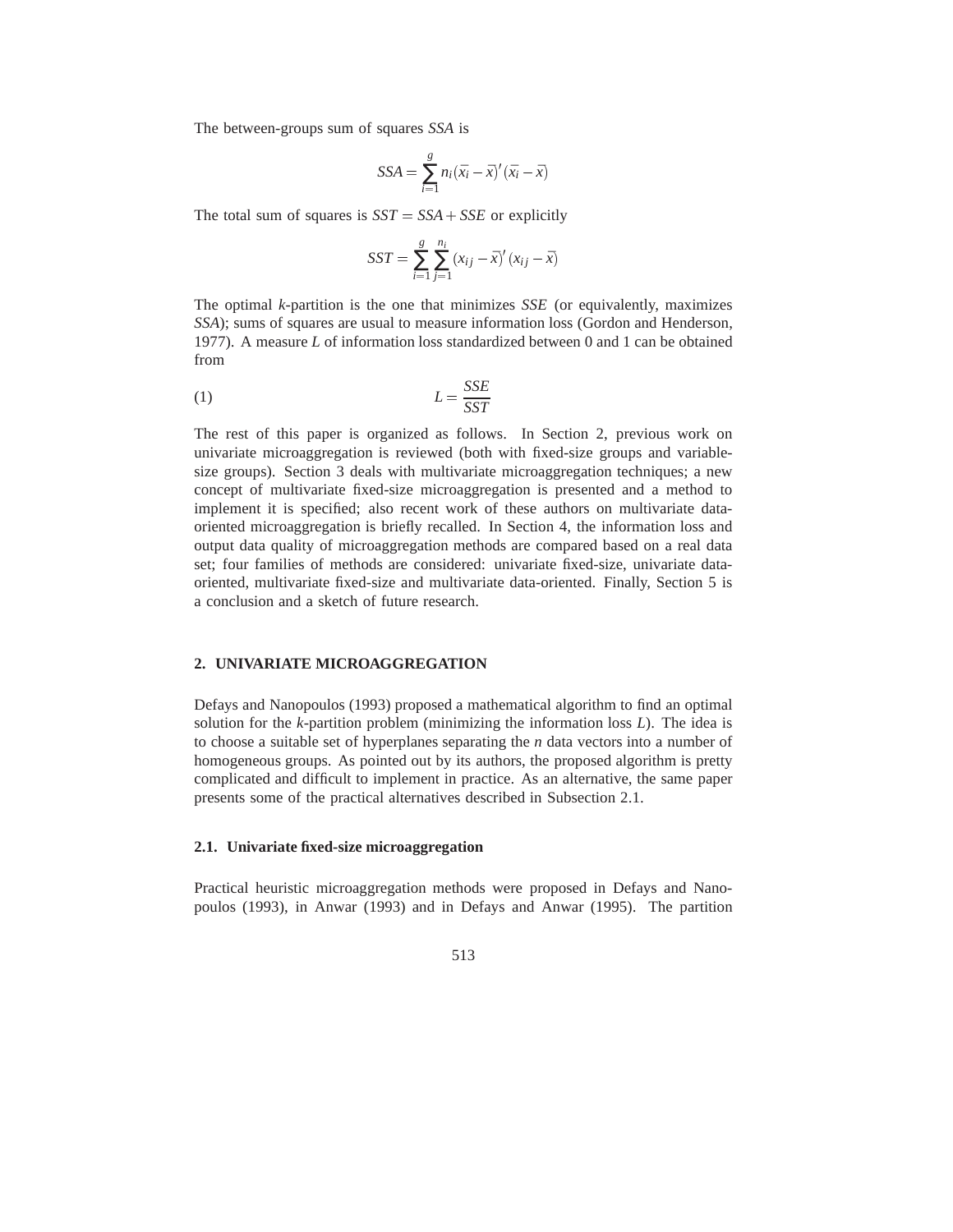The between-groups sum of squares *SSA* is

$$SSA = \sum_{i=1}^{g} n_i (\bar{x_i} - \bar{x})' (\bar{x_i} - \bar{x})$$

The total sum of squares is $SST = SSA + SSE$ or explicitly

$$SST = \sum_{i=1}^{g} \sum_{j=1}^{n_i} (x_{ij} - \bar{x})' (x_{ij} - \bar{x})$$

The optimal *k*-partition is the one that minimizes *SSE* (or equivalently, maximizes *SSA*); sums of squares are usual to measure information loss (Gordon and Henderson, 1977). A measure *L* of information loss standardized between 0 and 1 can be obtained from

$$L = \frac{SSE}{SST} \tag{1}$$

The rest of this paper is organized as follows. In Section 2, previous work on univariate microaggregation is reviewed (both with fixed-size groups and variable-size groups). Section 3 deals with multivariate microaggregation techniques; a new concept of multivariate fixed-size microaggregation is presented and a method to implement it is specified; also recent work of these authors on multivariate data-oriented microaggregation is briefly recalled. In Section 4, the information loss and output data quality of microaggregation methods are compared based on a real data set; four families of methods are considered: univariate fixed-size, univariate data-oriented, multivariate fixed-size and multivariate data-oriented. Finally, Section 5 is a conclusion and a sketch of future research.

## 2. UNIVARIATE MICROAGGREGATION

Defays and Nanopoulos (1993) proposed a mathematical algorithm to find an optimal solution for the *k*-partition problem (minimizing the information loss *L*). The idea is to choose a suitable set of hyperplanes separating the *n* data vectors into a number of homogeneous groups. As pointed out by its authors, the proposed algorithm is pretty complicated and difficult to implement in practice. As an alternative, the same paper presents some of the practical alternatives described in Subsection 2.1.

### 2.1. Univariate fixed-size microaggregation

Practical heuristic microaggregation methods were proposed in Defays and Nanopoulos (1993), in Anwar (1993) and in Defays and Anwar (1995). The partition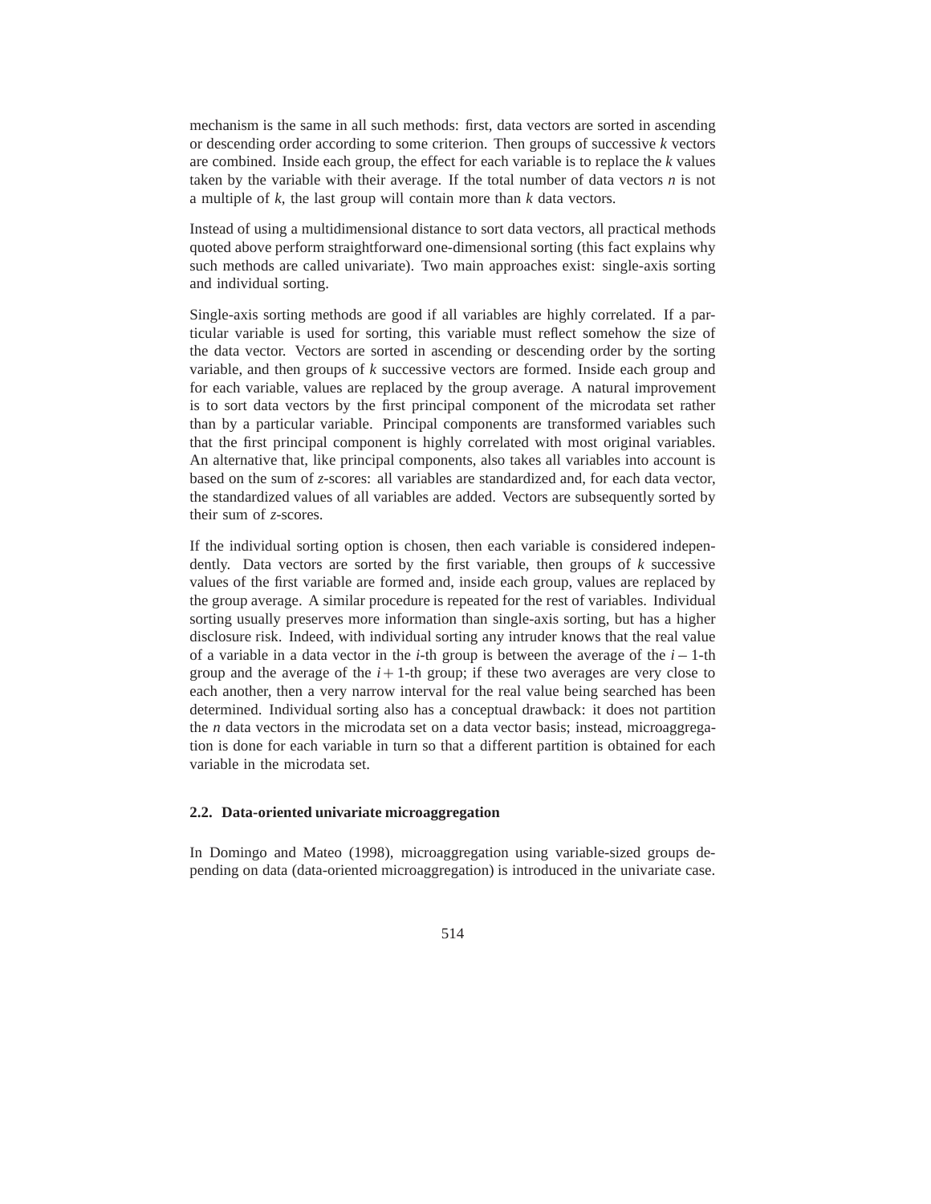mechanism is the same in all such methods: first, data vectors are sorted in ascending or descending order according to some criterion. Then groups of successive $k$ vectors are combined. Inside each group, the effect for each variable is to replace the $k$ values taken by the variable with their average. If the total number of data vectors $n$ is not a multiple of $k$, the last group will contain more than $k$ data vectors.

Instead of using a multidimensional distance to sort data vectors, all practical methods quoted above perform straightforward one-dimensional sorting (this fact explains why such methods are called univariate). Two main approaches exist: single-axis sorting and individual sorting.

Single-axis sorting methods are good if all variables are highly correlated. If a particular variable is used for sorting, this variable must reflect somehow the size of the data vector. Vectors are sorted in ascending or descending order by the sorting variable, and then groups of $k$ successive vectors are formed. Inside each group and for each variable, values are replaced by the group average. A natural improvement is to sort data vectors by the first principal component of the microdata set rather than by a particular variable. Principal components are transformed variables such that the first principal component is highly correlated with most original variables. An alternative that, like principal components, also takes all variables into account is based on the sum of $z$-scores: all variables are standardized and, for each data vector, the standardized values of all variables are added. Vectors are subsequently sorted by their sum of $z$-scores.

If the individual sorting option is chosen, then each variable is considered independently. Data vectors are sorted by the first variable, then groups of $k$ successive values of the first variable are formed and, inside each group, values are replaced by the group average. A similar procedure is repeated for the rest of variables. Individual sorting usually preserves more information than single-axis sorting, but has a higher disclosure risk. Indeed, with individual sorting any intruder knows that the real value of a variable in a data vector in the $i$-th group is between the average of the $i-1$-th group and the average of the $i+1$-th group; if these two averages are very close to each another, then a very narrow interval for the real value being searched has been determined. Individual sorting also has a conceptual drawback: it does not partition the $n$ data vectors in the microdata set on a data vector basis; instead, microaggregation is done for each variable in turn so that a different partition is obtained for each variable in the microdata set.

### 2.2. Data-oriented univariate microaggregation

In Domingo and Mateo (1998), microaggregation using variable-sized groups depending on data (data-oriented microaggregation) is introduced in the univariate case.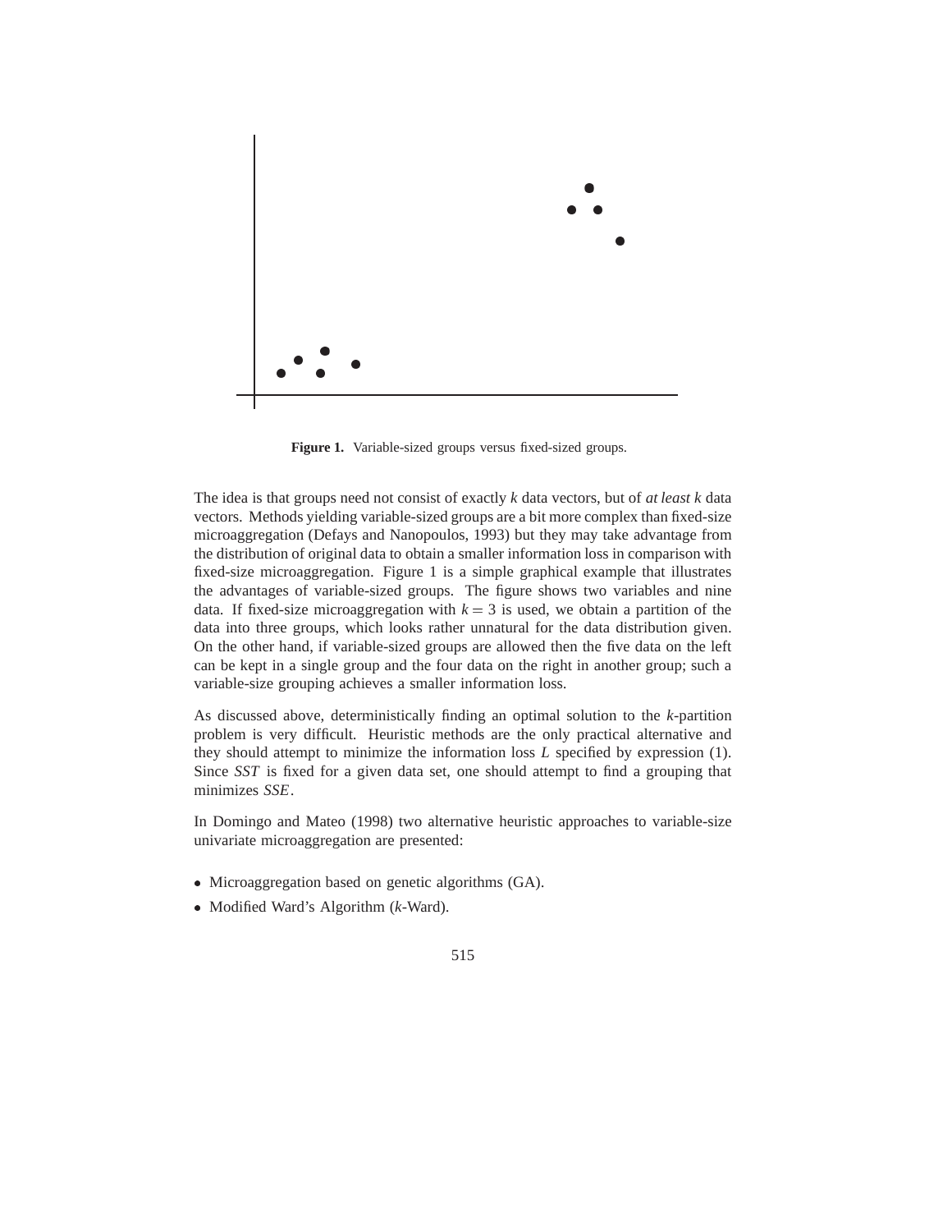**Figure 1.** Variable-sized groups versus fixed-sized groups.

The idea is that groups need not consist of exactly $k$ data vectors, but of *at least* $k$ data vectors. Methods yielding variable-sized groups are a bit more complex than fixed-size microaggregation (Defays and Nanopoulos, 1993) but they may take advantage from the distribution of original data to obtain a smaller information loss in comparison with fixed-size microaggregation. Figure 1 is a simple graphical example that illustrates the advantages of variable-sized groups. The figure shows two variables and nine data. If fixed-size microaggregation with $k = 3$ is used, we obtain a partition of the data into three groups, which looks rather unnatural for the data distribution given. On the other hand, if variable-sized groups are allowed then the five data on the left can be kept in a single group and the four data on the right in another group; such a variable-size grouping achieves a smaller information loss.

As discussed above, deterministically finding an optimal solution to the $k$-partition problem is very difficult. Heuristic methods are the only practical alternative and they should attempt to minimize the information loss $L$ specified by expression (1). Since $SST$ is fixed for a given data set, one should attempt to find a grouping that minimizes $SSE$.

In Domingo and Mateo (1998) two alternative heuristic approaches to variable-size univariate microaggregation are presented:

- Microaggregation based on genetic algorithms (GA).
- Modified Ward's Algorithm ($k$-Ward).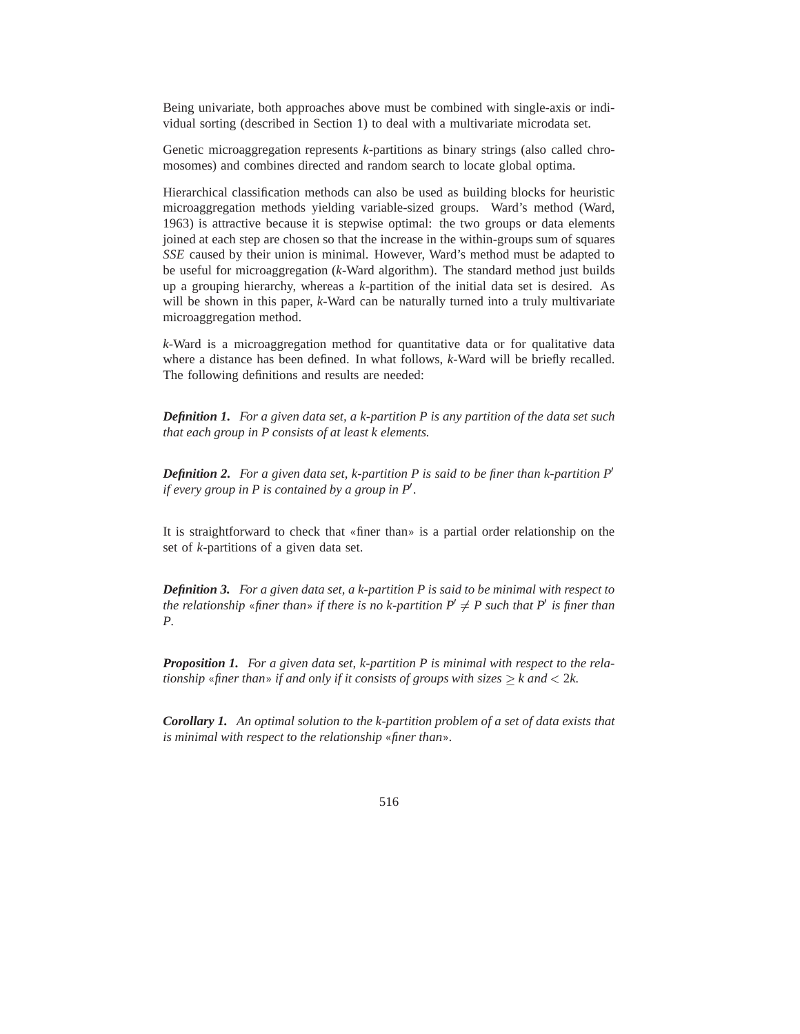Being univariate, both approaches above must be combined with single-axis or individual sorting (described in Section 1) to deal with a multivariate microdata set.

Genetic microaggregation represents *k*-partitions as binary strings (also called chromosomes) and combines directed and random search to locate global optima.

Hierarchical classification methods can also be used as building blocks for heuristic microaggregation methods yielding variable-sized groups. Ward's method (Ward, 1963) is attractive because it is stepwise optimal: the two groups or data elements joined at each step are chosen so that the increase in the within-groups sum of squares *SSE* caused by their union is minimal. However, Ward's method must be adapted to be useful for microaggregation (*k*-Ward algorithm). The standard method just builds up a grouping hierarchy, whereas a *k*-partition of the initial data set is desired. As will be shown in this paper, *k*-Ward can be naturally turned into a truly multivariate microaggregation method.

*k*-Ward is a microaggregation method for quantitative data or for qualitative data where a distance has been defined. In what follows, *k*-Ward will be briefly recalled. The following definitions and results are needed:

***Definition 1.*** *For a given data set, a $k$-partition $P$ is any partition of the data set such that each group in $P$ consists of at least $k$ elements.*

***Definition 2.*** *For a given data set, $k$-partition $P$ is said to be finer than $k$-partition $P'$ if every group in $P$ is contained by a group in $P'$.*

It is straightforward to check that «finer than» is a partial order relationship on the set of *k*-partitions of a given data set.

***Definition 3.*** *For a given data set, a $k$-partition $P$ is said to be minimal with respect to the relationship «finer than» if there is no $k$-partition $P' \neq P$ such that $P'$ is finer than $P$.*

***Proposition 1.*** *For a given data set, $k$-partition $P$ is minimal with respect to the relationship «finer than» if and only if it consists of groups with sizes $\geq k$ and $< 2k$.*

***Corollary 1.*** *An optimal solution to the $k$-partition problem of a set of data exists that is minimal with respect to the relationship «finer than».*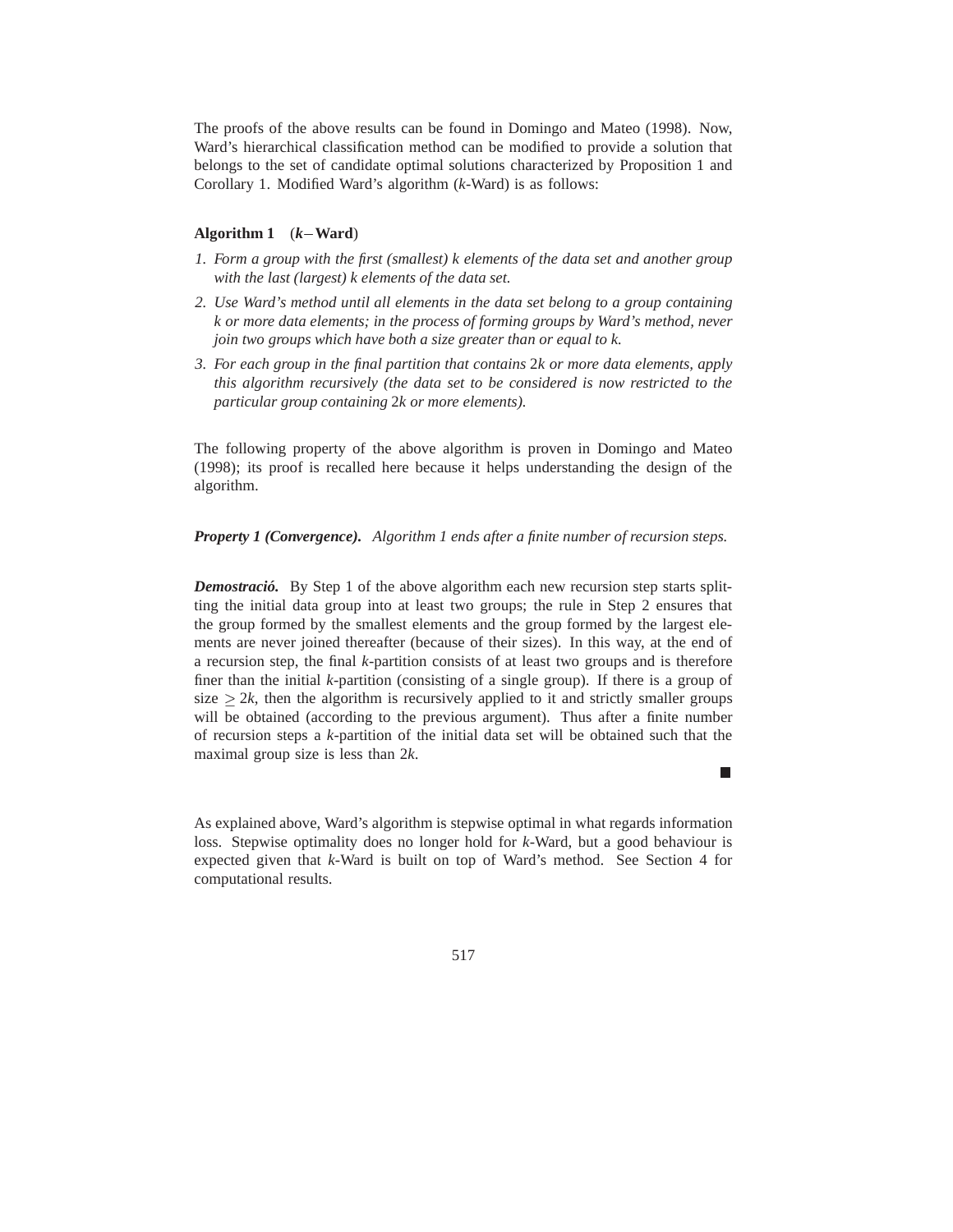The proofs of the above results can be found in Domingo and Mateo (1998). Now, Ward's hierarchical classification method can be modified to provide a solution that belongs to the set of candidate optimal solutions characterized by Proposition 1 and Corollary 1. Modified Ward's algorithm ($k$-Ward) is as follows:

**Algorithm 1** ($\boldsymbol{k}$**– Ward**)

1. *Form a group with the first (smallest) $k$ elements of the data set and another group with the last (largest) $k$ elements of the data set.*
2. *Use Ward's method until all elements in the data set belong to a group containing $k$ or more data elements; in the process of forming groups by Ward's method, never join two groups which have both a size greater than or equal to $k$.*
3. *For each group in the final partition that contains $2k$ or more data elements, apply this algorithm recursively (the data set to be considered is now restricted to the particular group containing $2k$ or more elements).*

The following property of the above algorithm is proven in Domingo and Mateo (1998); its proof is recalled here because it helps understanding the design of the algorithm.

***Property 1 (Convergence).*** *Algorithm 1 ends after a finite number of recursion steps.*

***Demostració.*** By Step 1 of the above algorithm each new recursion step starts splitting the initial data group into at least two groups; the rule in Step 2 ensures that the group formed by the smallest elements and the group formed by the largest elements are never joined thereafter (because of their sizes). In this way, at the end of a recursion step, the final $k$-partition consists of at least two groups and is therefore finer than the initial $k$-partition (consisting of a single group). If there is a group of size $\geq 2k$, then the algorithm is recursively applied to it and strictly smaller groups will be obtained (according to the previous argument). Thus after a finite number of recursion steps a $k$-partition of the initial data set will be obtained such that the maximal group size is less than $2k$.

■

As explained above, Ward's algorithm is stepwise optimal in what regards information loss. Stepwise optimality does no longer hold for $k$-Ward, but a good behaviour is expected given that $k$-Ward is built on top of Ward's method. See Section 4 for computational results.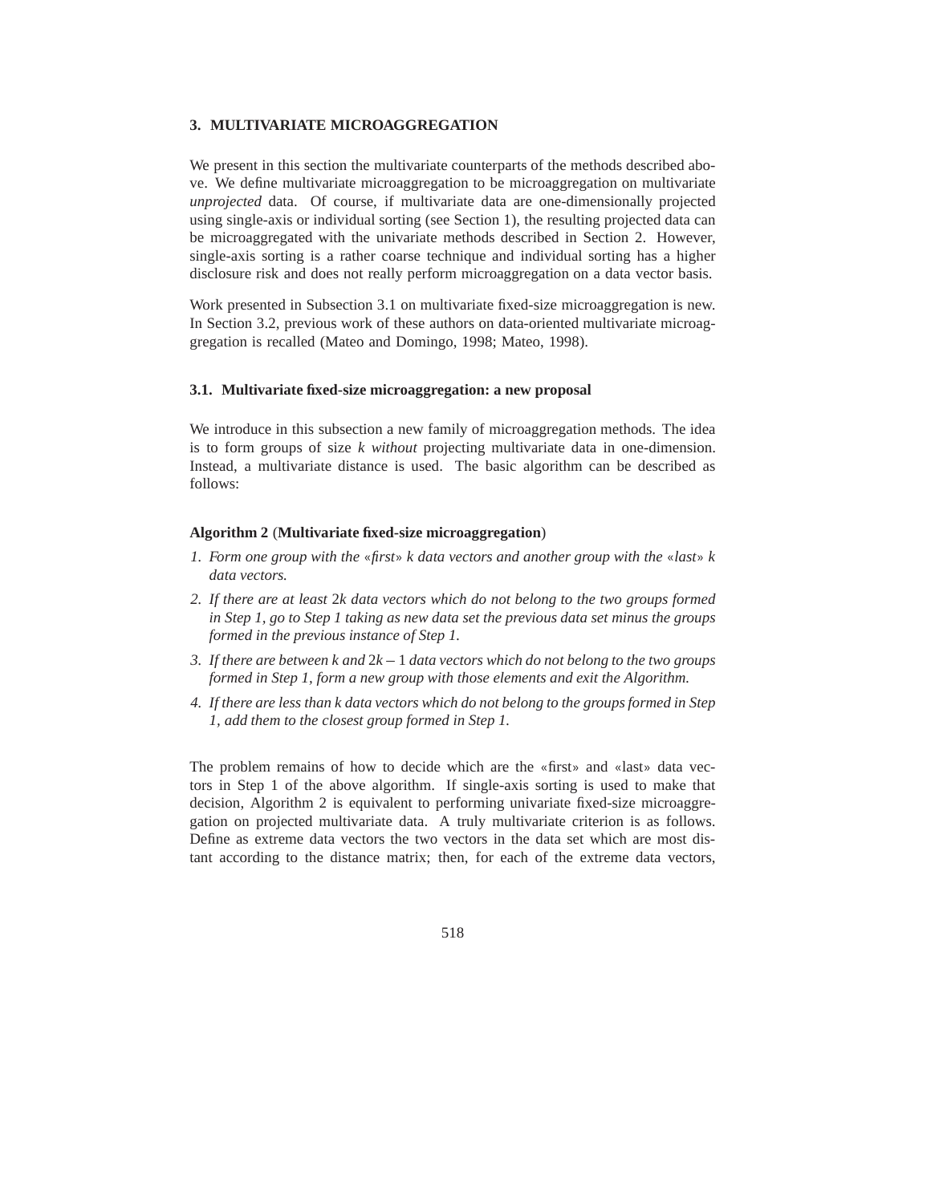## 3. MULTIVARIATE MICROAGGREGATION

We present in this section the multivariate counterparts of the methods described above. We define multivariate microaggregation to be microaggregation on multivariate *unprojected* data. Of course, if multivariate data are one-dimensionally projected using single-axis or individual sorting (see Section 1), the resulting projected data can be microaggregated with the univariate methods described in Section 2. However, single-axis sorting is a rather coarse technique and individual sorting has a higher disclosure risk and does not really perform microaggregation on a data vector basis.

Work presented in Subsection 3.1 on multivariate fixed-size microaggregation is new. In Section 3.2, previous work of these authors on data-oriented multivariate microaggregation is recalled (Mateo and Domingo, 1998; Mateo, 1998).

### 3.1. Multivariate fixed-size microaggregation: a new proposal

We introduce in this subsection a new family of microaggregation methods. The idea is to form groups of size $k$ *without* projecting multivariate data in one-dimension. Instead, a multivariate distance is used. The basic algorithm can be described as follows:

**Algorithm 2** (**Multivariate fixed-size microaggregation**)

1. *Form one group with the «first» $k$ data vectors and another group with the «last» $k$ data vectors.*
2. *If there are at least $2k$ data vectors which do not belong to the two groups formed in Step 1, go to Step 1 taking as new data set the previous data set minus the groups formed in the previous instance of Step 1.*
3. *If there are between $k$ and $2k-1$ data vectors which do not belong to the two groups formed in Step 1, form a new group with those elements and exit the Algorithm.*
4. *If there are less than $k$ data vectors which do not belong to the groups formed in Step 1, add them to the closest group formed in Step 1.*

The problem remains of how to decide which are the «first» and «last» data vectors in Step 1 of the above algorithm. If single-axis sorting is used to make that decision, Algorithm 2 is equivalent to performing univariate fixed-size microaggregation on projected multivariate data. A truly multivariate criterion is as follows. Define as extreme data vectors the two vectors in the data set which are most distant according to the distance matrix; then, for each of the extreme data vectors,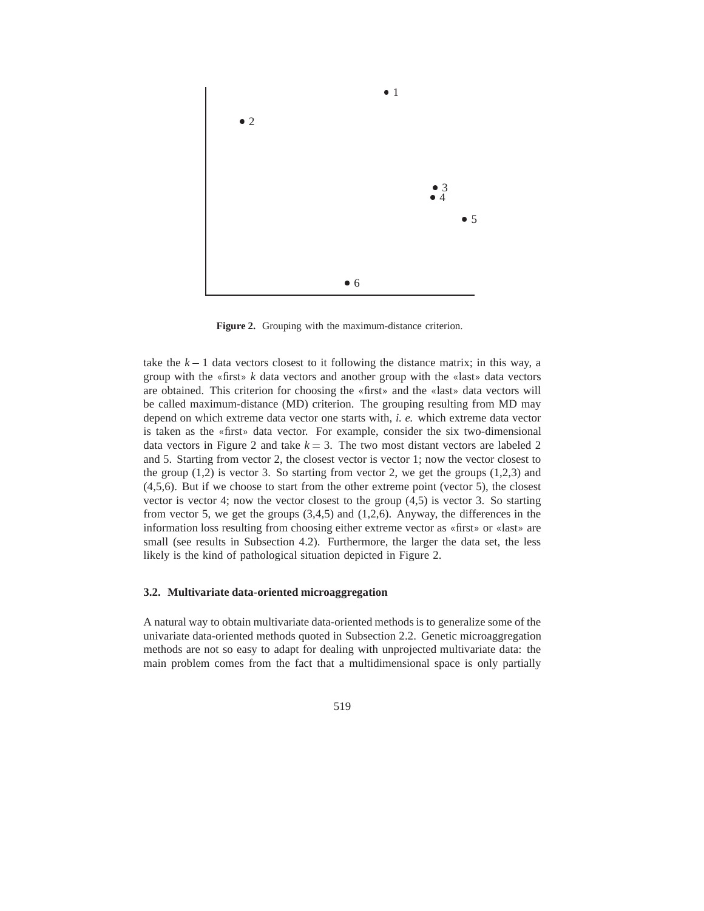**Figure 2.** Grouping with the maximum-distance criterion.

take the $k - 1$ data vectors closest to it following the distance matrix; in this way, a group with the «first» $k$ data vectors and another group with the «last» data vectors are obtained. This criterion for choosing the «first» and the «last» data vectors will be called maximum-distance (MD) criterion. The grouping resulting from MD may depend on which extreme data vector one starts with, *i. e.* which extreme data vector is taken as the «first» data vector. For example, consider the six two-dimensional data vectors in Figure 2 and take $k = 3$. The two most distant vectors are labeled 2 and 5. Starting from vector 2, the closest vector is vector 1; now the vector closest to the group (1,2) is vector 3. So starting from vector 2, we get the groups (1,2,3) and (4,5,6). But if we choose to start from the other extreme point (vector 5), the closest vector is vector 4; now the vector closest to the group (4,5) is vector 3. So starting from vector 5, we get the groups (3,4,5) and (1,2,6). Anyway, the differences in the information loss resulting from choosing either extreme vector as «first» or «last» are small (see results in Subsection 4.2). Furthermore, the larger the data set, the less likely is the kind of pathological situation depicted in Figure 2.

### 3.2. Multivariate data-oriented microaggregation

A natural way to obtain multivariate data-oriented methods is to generalize some of the univariate data-oriented methods quoted in Subsection 2.2. Genetic microaggregation methods are not so easy to adapt for dealing with unprojected multivariate data: the main problem comes from the fact that a multidimensional space is only partially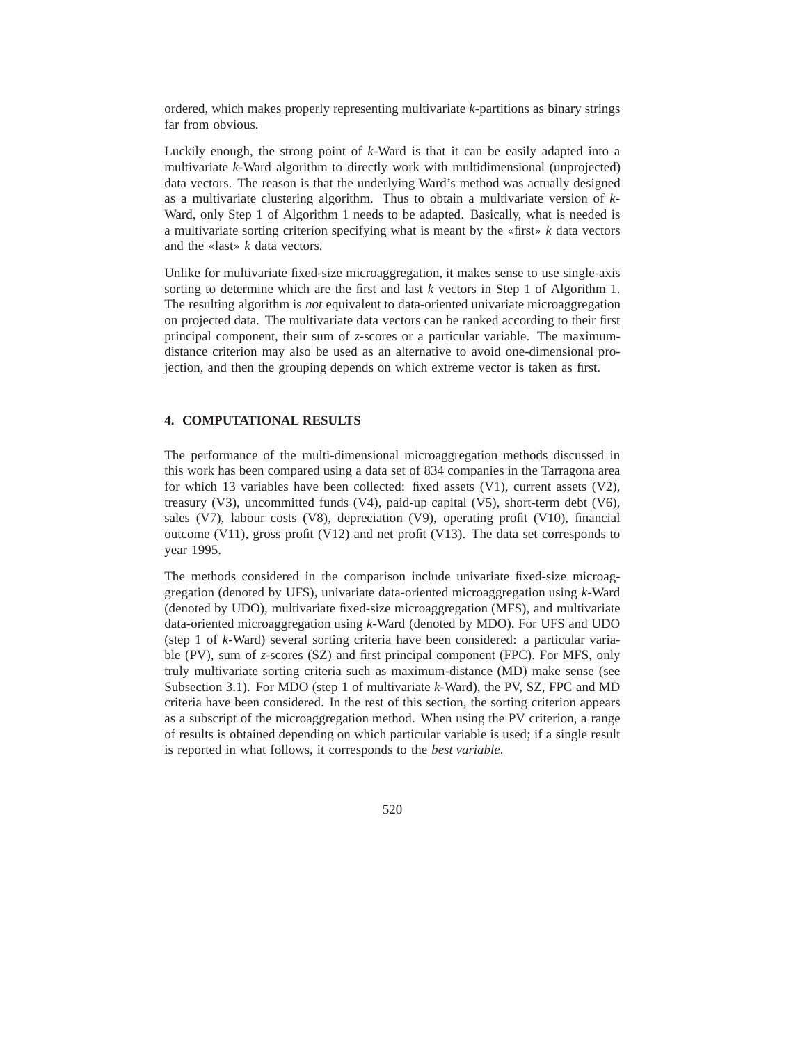ordered, which makes properly representing multivariate $k$-partitions as binary strings far from obvious.

Luckily enough, the strong point of $k$-Ward is that it can be easily adapted into a multivariate $k$-Ward algorithm to directly work with multidimensional (unprojected) data vectors. The reason is that the underlying Ward's method was actually designed as a multivariate clustering algorithm. Thus to obtain a multivariate version of $k$-Ward, only Step 1 of Algorithm 1 needs to be adapted. Basically, what is needed is a multivariate sorting criterion specifying what is meant by the «first» $k$ data vectors and the «last» $k$ data vectors.

Unlike for multivariate fixed-size microaggregation, it makes sense to use single-axis sorting to determine which are the first and last $k$ vectors in Step 1 of Algorithm 1. The resulting algorithm is *not* equivalent to data-oriented univariate microaggregation on projected data. The multivariate data vectors can be ranked according to their first principal component, their sum of $z$-scores or a particular variable. The maximum-distance criterion may also be used as an alternative to avoid one-dimensional projection, and then the grouping depends on which extreme vector is taken as first.

## 4. COMPUTATIONAL RESULTS

The performance of the multi-dimensional microaggregation methods discussed in this work has been compared using a data set of 834 companies in the Tarragona area for which 13 variables have been collected: fixed assets (V1), current assets (V2), treasury (V3), uncommitted funds (V4), paid-up capital (V5), short-term debt (V6), sales (V7), labour costs (V8), depreciation (V9), operating profit (V10), financial outcome (V11), gross profit (V12) and net profit (V13). The data set corresponds to year 1995.

The methods considered in the comparison include univariate fixed-size microaggregation (denoted by UFS), univariate data-oriented microaggregation using $k$-Ward (denoted by UDO), multivariate fixed-size microaggregation (MFS), and multivariate data-oriented microaggregation using $k$-Ward (denoted by MDO). For UFS and UDO (step 1 of $k$-Ward) several sorting criteria have been considered: a particular variable (PV), sum of $z$-scores (SZ) and first principal component (FPC). For MFS, only truly multivariate sorting criteria such as maximum-distance (MD) make sense (see Subsection 3.1). For MDO (step 1 of multivariate $k$-Ward), the PV, SZ, FPC and MD criteria have been considered. In the rest of this section, the sorting criterion appears as a subscript of the microaggregation method. When using the PV criterion, a range of results is obtained depending on which particular variable is used; if a single result is reported in what follows, it corresponds to the *best variable*.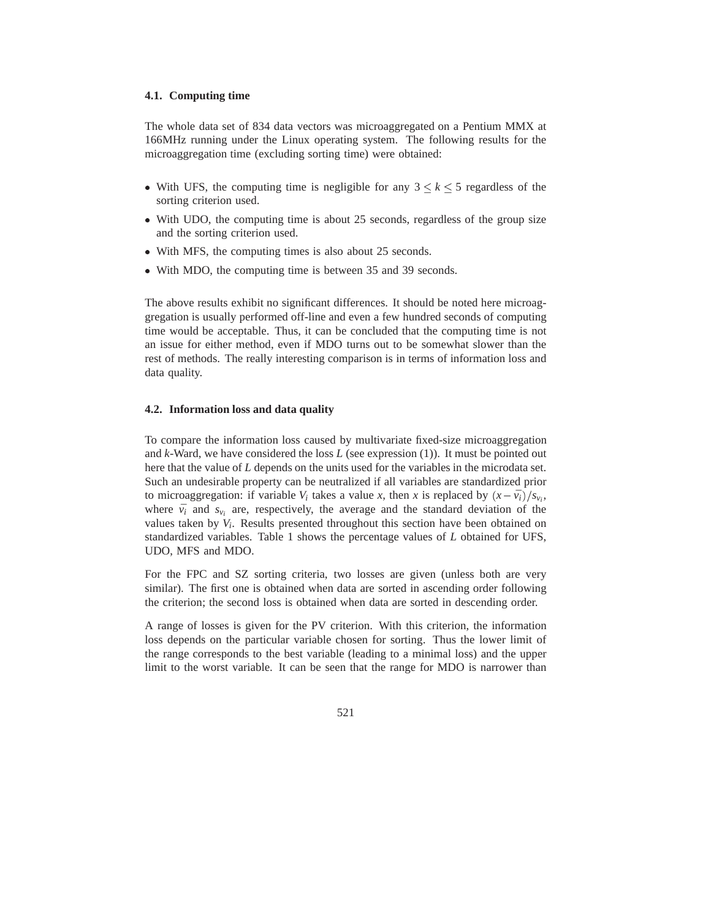### 4.1. Computing time

The whole data set of 834 data vectors was microaggregated on a Pentium MMX at 166MHz running under the Linux operating system. The following results for the microaggregation time (excluding sorting time) were obtained:

- With UFS, the computing time is negligible for any $3 \leq k \leq 5$ regardless of the sorting criterion used.
- With UDO, the computing time is about 25 seconds, regardless of the group size and the sorting criterion used.
- With MFS, the computing times is also about 25 seconds.
- With MDO, the computing time is between 35 and 39 seconds.

The above results exhibit no significant differences. It should be noted here microaggregation is usually performed off-line and even a few hundred seconds of computing time would be acceptable. Thus, it can be concluded that the computing time is not an issue for either method, even if MDO turns out to be somewhat slower than the rest of methods. The really interesting comparison is in terms of information loss and data quality.

### 4.2. Information loss and data quality

To compare the information loss caused by multivariate fixed-size microaggregation and $k$-Ward, we have considered the loss $L$ (see expression (1)). It must be pointed out here that the value of $L$ depends on the units used for the variables in the microdata set. Such an undesirable property can be neutralized if all variables are standardized prior to microaggregation: if variable $V_i$ takes a value $x$, then $x$ is replaced by $(x - \bar{v_i})/s_{v_i}$, where $\bar{v_i}$ and $s_{v_i}$ are, respectively, the average and the standard deviation of the values taken by $V_i$. Results presented throughout this section have been obtained on standardized variables. Table 1 shows the percentage values of $L$ obtained for UFS, UDO, MFS and MDO.

For the FPC and SZ sorting criteria, two losses are given (unless both are very similar). The first one is obtained when data are sorted in ascending order following the criterion; the second loss is obtained when data are sorted in descending order.

A range of losses is given for the PV criterion. With this criterion, the information loss depends on the particular variable chosen for sorting. Thus the lower limit of the range corresponds to the best variable (leading to a minimal loss) and the upper limit to the worst variable. It can be seen that the range for MDO is narrower than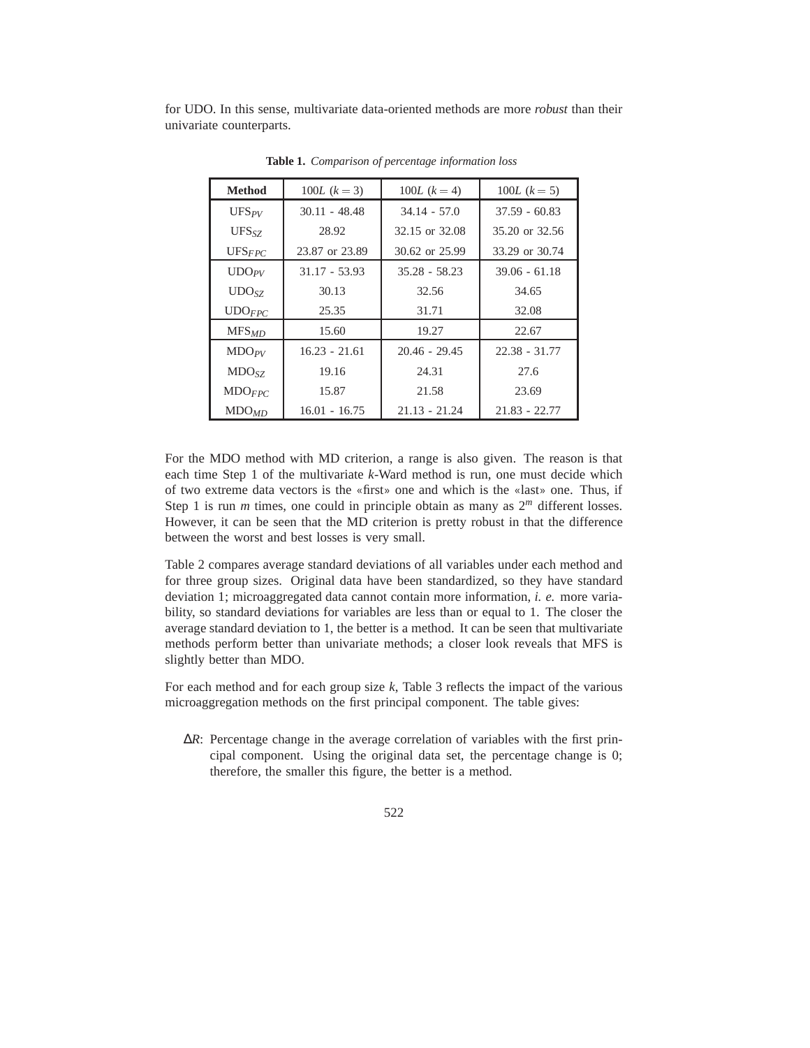for UDO. In this sense, multivariate data-oriented methods are more *robust* than their univariate counterparts.

**Table 1.** *Comparison of percentage information loss*

| Method | $100L$ $(k=3)$ | $100L$ $(k=4)$ | $100L$ $(k=5)$ |
|---|---|---|---|
| $\text{UFS}_{PV}$ | 30.11 - 48.48 | 34.14 - 57.0 | 37.59 - 60.83 |
| $\text{UFS}_{SZ}$ | 28.92 | 32.15 or 32.08 | 35.20 or 32.56 |
| $\text{UFS}_{FPC}$ | 23.87 or 23.89 | 30.62 or 25.99 | 33.29 or 30.74 |
| $\text{UDO}_{PV}$ | 31.17 - 53.93 | 35.28 - 58.23 | 39.06 - 61.18 |
| $\text{UDO}_{SZ}$ | 30.13 | 32.56 | 34.65 |
| $\text{UDO}_{FPC}$ | 25.35 | 31.71 | 32.08 |
| $\text{MFS}_{MD}$ | 15.60 | 19.27 | 22.67 |
| $\text{MDO}_{PV}$ | 16.23 - 21.61 | 20.46 - 29.45 | 22.38 - 31.77 |
| $\text{MDO}_{SZ}$ | 19.16 | 24.31 | 27.6 |
| $\text{MDO}_{FPC}$ | 15.87 | 21.58 | 23.69 |
| $\text{MDO}_{MD}$ | 16.01 - 16.75 | 21.13 - 21.24 | 21.83 - 22.77 |

For the MDO method with MD criterion, a range is also given. The reason is that each time Step 1 of the multivariate $k$-Ward method is run, one must decide which of two extreme data vectors is the «first» one and which is the «last» one. Thus, if Step 1 is run $m$ times, one could in principle obtain as many as $2^m$ different losses. However, it can be seen that the MD criterion is pretty robust in that the difference between the worst and best losses is very small.

Table 2 compares average standard deviations of all variables under each method and for three group sizes. Original data have been standardized, so they have standard deviation 1; microaggregated data cannot contain more information, *i. e.* more variability, so standard deviations for variables are less than or equal to 1. The closer the average standard deviation to 1, the better is a method. It can be seen that multivariate methods perform better than univariate methods; a closer look reveals that MFS is slightly better than MDO.

For each method and for each group size $k$, Table 3 reflects the impact of the various microaggregation methods on the first principal component. The table gives:

- $\Delta R$: Percentage change in the average correlation of variables with the first principal component. Using the original data set, the percentage change is 0; therefore, the smaller this figure, the better is a method.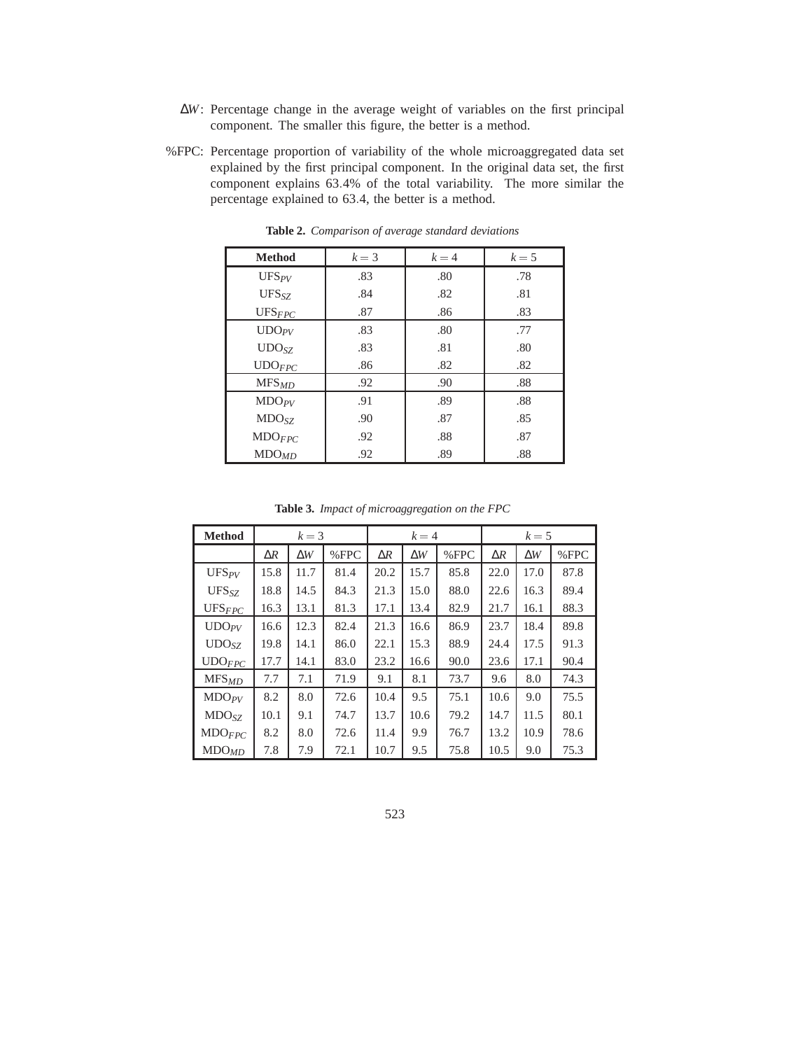$\Delta W$: Percentage change in the average weight of variables on the first principal component. The smaller this figure, the better is a method.

%FPC: Percentage proportion of variability of the whole microaggregated data set explained by the first principal component. In the original data set, the first component explains 63.4% of the total variability. The more similar the percentage explained to 63.4, the better is a method.

**Table 2.** *Comparison of average standard deviations*

| Method | $k=3$ | $k=4$ | $k=5$ |
|---|---|---|---|
| $\text{UFS}_{PV}$ | .83 | .80 | .78 |
| $\text{UFS}_{SZ}$ | .84 | .82 | .81 |
| $\text{UFS}_{FPC}$ | .87 | .86 | .83 |
| $\text{UDO}_{PV}$ | .83 | .80 | .77 |
| $\text{UDO}_{SZ}$ | .83 | .81 | .80 |
| $\text{UDO}_{FPC}$ | .86 | .82 | .82 |
| $\text{MFS}_{MD}$ | .92 | .90 | .88 |
| $\text{MDO}_{PV}$ | .91 | .89 | .88 |
| $\text{MDO}_{SZ}$ | .90 | .87 | .85 |
| $\text{MDO}_{FPC}$ | .92 | .88 | .87 |
| $\text{MDO}_{MD}$ | .92 | .89 | .88 |

**Table 3.** *Impact of microaggregation on the FPC*

| Method | $k=3$ | | | $k=4$ | | | $k=5$ | | |
|---|---|---|---|---|---|---|---|---|---|
| | $\Delta R$ | $\Delta W$ | %FPC | $\Delta R$ | $\Delta W$ | %FPC | $\Delta R$ | $\Delta W$ | %FPC |
| $\text{UFS}_{PV}$ | 15.8 | 11.7 | 81.4 | 20.2 | 15.7 | 85.8 | 22.0 | 17.0 | 87.8 |
| $\text{UFS}_{SZ}$ | 18.8 | 14.5 | 84.3 | 21.3 | 15.0 | 88.0 | 22.6 | 16.3 | 89.4 |
| $\text{UFS}_{FPC}$ | 16.3 | 13.1 | 81.3 | 17.1 | 13.4 | 82.9 | 21.7 | 16.1 | 88.3 |
| $\text{UDO}_{PV}$ | 16.6 | 12.3 | 82.4 | 21.3 | 16.6 | 86.9 | 23.7 | 18.4 | 89.8 |
| $\text{UDO}_{SZ}$ | 19.8 | 14.1 | 86.0 | 22.1 | 15.3 | 88.9 | 24.4 | 17.5 | 91.3 |
| $\text{UDO}_{FPC}$ | 17.7 | 14.1 | 83.0 | 23.2 | 16.6 | 90.0 | 23.6 | 17.1 | 90.4 |
| $\text{MFS}_{MD}$ | 7.7 | 7.1 | 71.9 | 9.1 | 8.1 | 73.7 | 9.6 | 8.0 | 74.3 |
| $\text{MDO}_{PV}$ | 8.2 | 8.0 | 72.6 | 10.4 | 9.5 | 75.1 | 10.6 | 9.0 | 75.5 |
| $\text{MDO}_{SZ}$ | 10.1 | 9.1 | 74.7 | 13.7 | 10.6 | 79.2 | 14.7 | 11.5 | 80.1 |
| $\text{MDO}_{FPC}$ | 8.2 | 8.0 | 72.6 | 11.4 | 9.9 | 76.7 | 13.2 | 10.9 | 78.6 |
| $\text{MDO}_{MD}$ | 7.8 | 7.9 | 72.1 | 10.7 | 9.5 | 75.8 | 10.5 | 9.0 | 75.3 |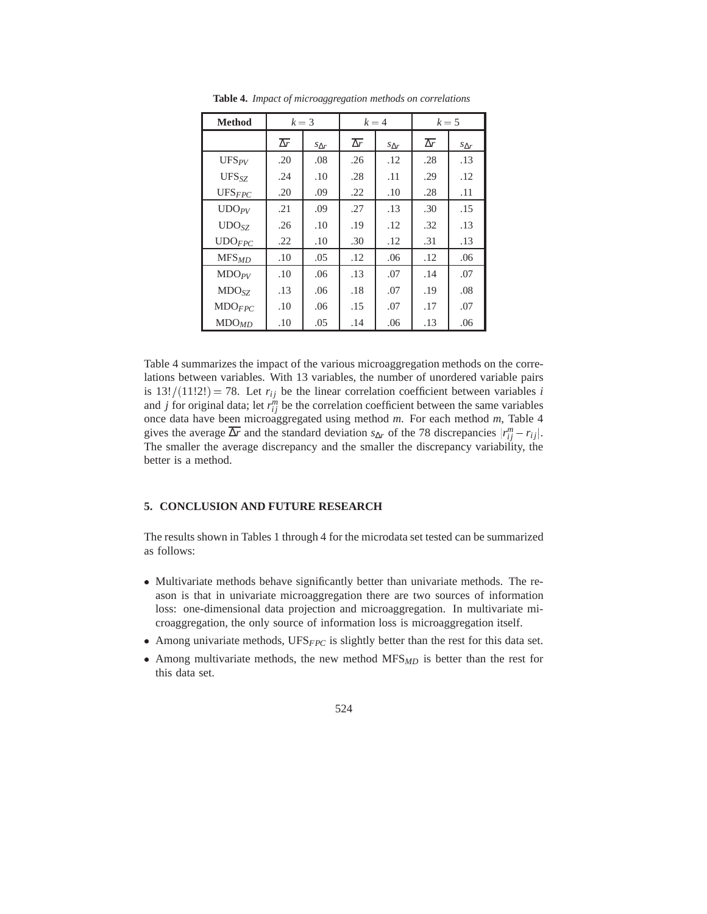**Table 4.** *Impact of microaggregation methods on correlations*

| Method | $k = 3$ | | $k = 4$ | | $k = 5$ | |
|---|---|---|---|---|---|---|
| | $\overline{\Delta r}$ | $s_{\Delta r}$ | $\overline{\Delta r}$ | $s_{\Delta r}$ | $\overline{\Delta r}$ | $s_{\Delta r}$ |
| $\text{UFS}_{PV}$ | .20 | .08 | .26 | .12 | .28 | .13 |
| $\text{UFS}_{SZ}$ | .24 | .10 | .28 | .11 | .29 | .12 |
| $\text{UFS}_{FPC}$ | .20 | .09 | .22 | .10 | .28 | .11 |
| $\text{UDO}_{PV}$ | .21 | .09 | .27 | .13 | .30 | .15 |
| $\text{UDO}_{SZ}$ | .26 | .10 | .19 | .12 | .32 | .13 |
| $\text{UDO}_{FPC}$ | .22 | .10 | .30 | .12 | .31 | .13 |
| $\text{MFS}_{MD}$ | .10 | .05 | .12 | .06 | .12 | .06 |
| $\text{MDO}_{PV}$ | .10 | .06 | .13 | .07 | .14 | .07 |
| $\text{MDO}_{SZ}$ | .13 | .06 | .18 | .07 | .19 | .08 |
| $\text{MDO}_{FPC}$ | .10 | .06 | .15 | .07 | .17 | .07 |
| $\text{MDO}_{MD}$ | .10 | .05 | .14 | .06 | .13 | .06 |

Table 4 summarizes the impact of the various microaggregation methods on the correlations between variables. With 13 variables, the number of unordered variable pairs is $13!/(11!2!) = 78$. Let $r_{ij}$ be the linear correlation coefficient between variables $i$ and $j$ for original data; let $r_{ij}^m$ be the correlation coefficient between the same variables once data have been microaggregated using method $m$. For each method $m$, Table 4 gives the average $\overline{\Delta r}$ and the standard deviation $s_{\Delta r}$ of the 78 discrepancies $|r_{ij}^m - r_{ij}|$. The smaller the average discrepancy and the smaller the discrepancy variability, the better is a method.

## 5. CONCLUSION AND FUTURE RESEARCH

The results shown in Tables 1 through 4 for the microdata set tested can be summarized as follows:

- Multivariate methods behave significantly better than univariate methods. The reason is that in univariate microaggregation there are two sources of information loss: one-dimensional data projection and microaggregation. In multivariate microaggregation, the only source of information loss is microaggregation itself.
- Among univariate methods, $\text{UFS}_{FPC}$ is slightly better than the rest for this data set.
- Among multivariate methods, the new method $\text{MFS}_{MD}$ is better than the rest for this data set.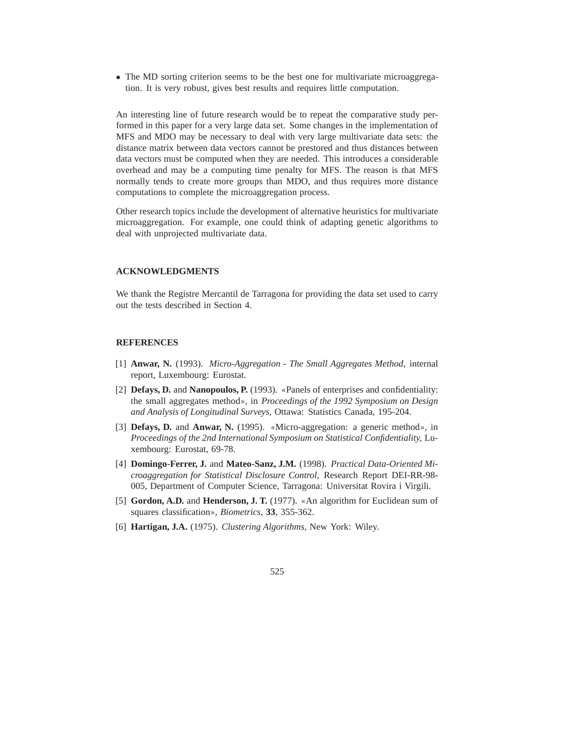- The MD sorting criterion seems to be the best one for multivariate microaggregation. It is very robust, gives best results and requires little computation.

An interesting line of future research would be to repeat the comparative study performed in this paper for a very large data set. Some changes in the implementation of MFS and MDO may be necessary to deal with very large multivariate data sets: the distance matrix between data vectors cannot be prestored and thus distances between data vectors must be computed when they are needed. This introduces a considerable overhead and may be a computing time penalty for MFS. The reason is that MFS normally tends to create more groups than MDO, and thus requires more distance computations to complete the microaggregation process.

Other research topics include the development of alternative heuristics for multivariate microaggregation. For example, one could think of adapting genetic algorithms to deal with unprojected multivariate data.

## ACKNOWLEDGMENTS

We thank the Registre Mercantil de Tarragona for providing the data set used to carry out the tests described in Section 4.

## REFERENCES

[1] **Anwar, N.** (1993). *Micro-Aggregation - The Small Aggregates Method,* internal report, Luxembourg: Eurostat.

[2] **Defays, D.** and **Nanopoulos, P.** (1993). «Panels of enterprises and confidentiality: the small aggregates method», in *Proceedings of the 1992 Symposium on Design and Analysis of Longitudinal Surveys,* Ottawa: Statistics Canada, 195-204.

[3] **Defays, D.** and **Anwar, N.** (1995). «Micro-aggregation: a generic method», in *Proceedings of the 2nd International Symposium on Statistical Confidentiality,* Luxembourg: Eurostat, 69-78.

[4] **Domingo-Ferrer, J.** and **Mateo-Sanz, J.M.** (1998). *Practical Data-Oriented Microaggregation for Statistical Disclosure Control,* Research Report DEI-RR-98-005, Department of Computer Science, Tarragona: Universitat Rovira i Virgili.

[5] **Gordon, A.D.** and **Henderson, J. T.** (1977). «An algorithm for Euclidean sum of squares classification», *Biometrics,* **33**, 355-362.

[6] **Hartigan, J.A.** (1975). *Clustering Algorithms,* New York: Wiley.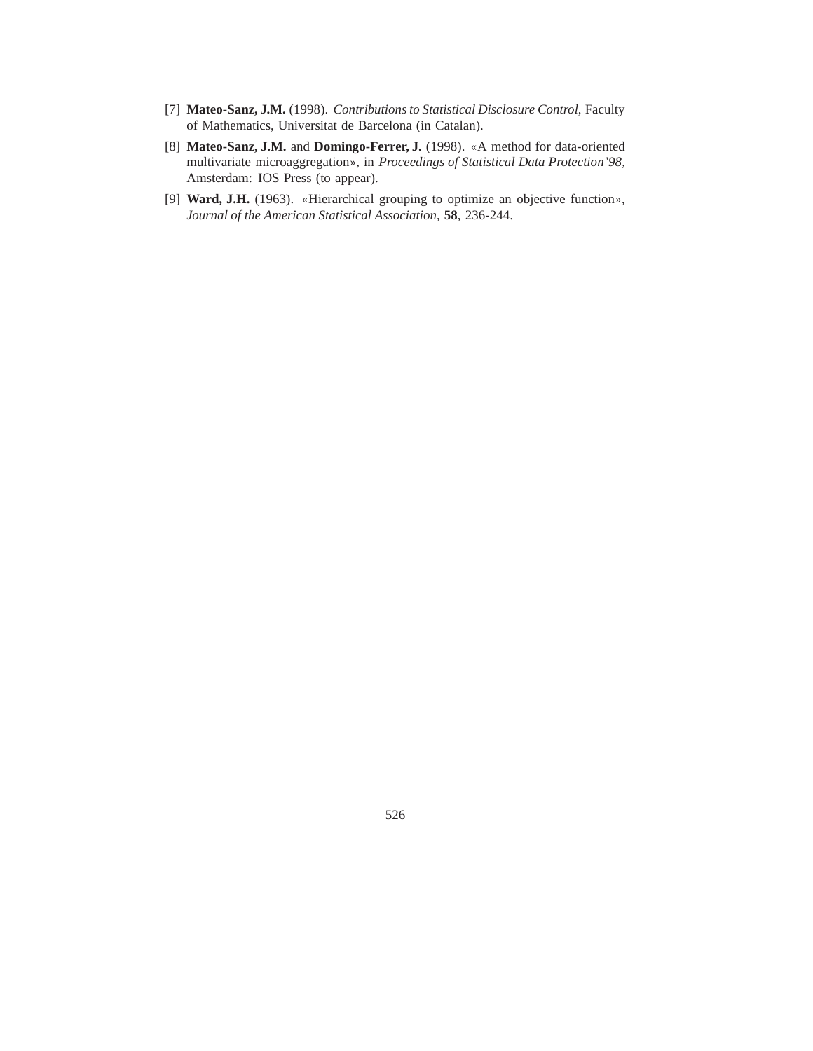[7] **Mateo-Sanz, J.M.** (1998). *Contributions to Statistical Disclosure Control*, Faculty of Mathematics, Universitat de Barcelona (in Catalan).

[8] **Mateo-Sanz, J.M.** and **Domingo-Ferrer, J.** (1998). «A method for data-oriented multivariate microaggregation», in *Proceedings of Statistical Data Protection'98*, Amsterdam: IOS Press (to appear).

[9] **Ward, J.H.** (1963). «Hierarchical grouping to optimize an objective function», *Journal of the American Statistical Association*, **58**, 236-244.